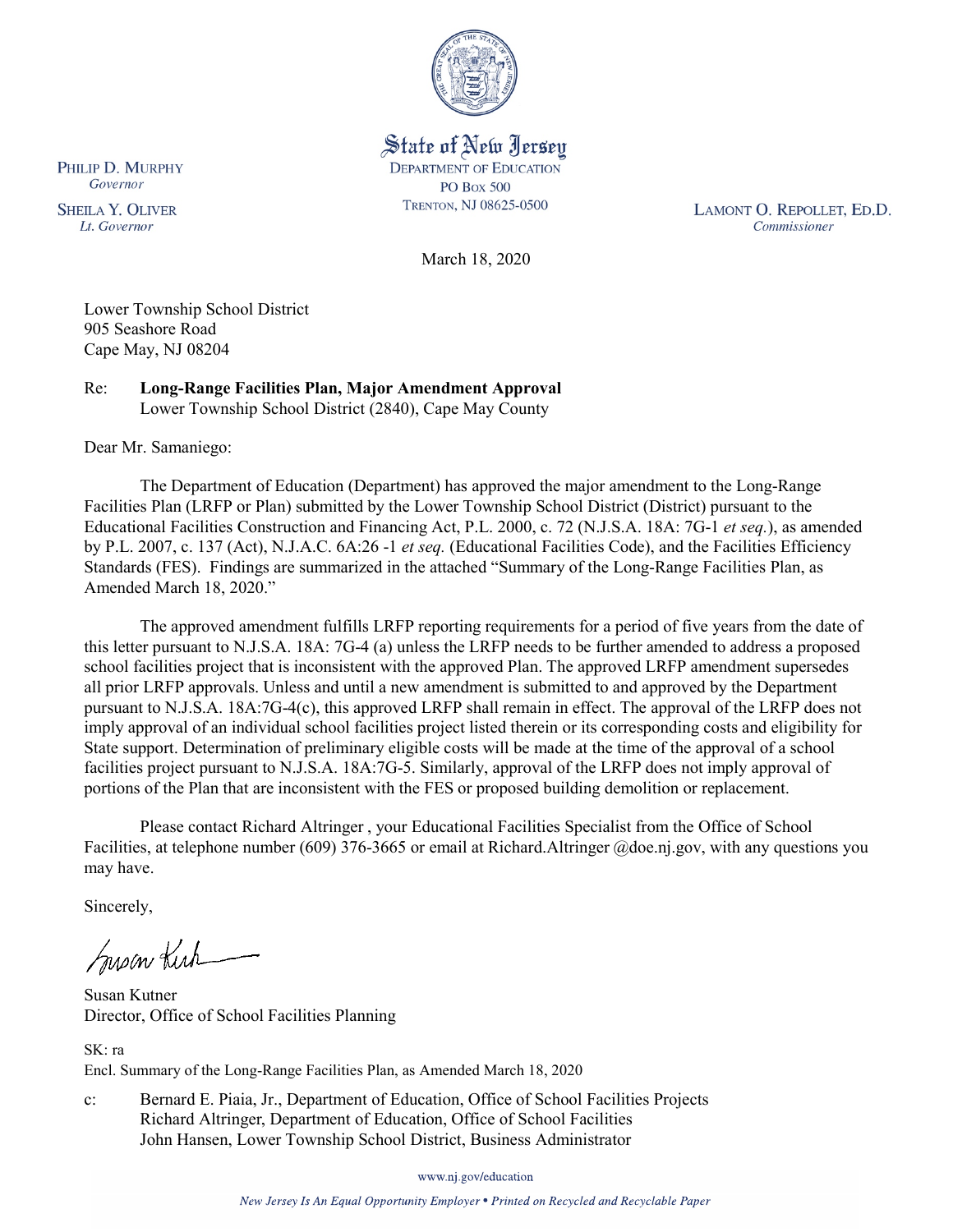State of New Jersey
DEPARTMENT OF EDUCATION
PO BOX 500
TRENTON, NJ 08625-0500

PHILIP D. MURPHY
*Governor*

SHEILA Y. OLIVER
*Lt. Governor*

LAMONT O. REPOLLET, ED.D.
*Commissioner*

March 18, 2020

Lower Township School District
905 Seashore Road
Cape May, NJ 08204

Re: **Long-Range Facilities Plan, Major Amendment Approval**
Lower Township School District (2840), Cape May County

Dear Mr. Samaniego:

The Department of Education (Department) has approved the major amendment to the Long-Range Facilities Plan (LRFP or Plan) submitted by the Lower Township School District (District) pursuant to the Educational Facilities Construction and Financing Act, P.L. 2000, c. 72 (N.J.S.A. 18A: 7G-1 *et seq.*), as amended by P.L. 2007, c. 137 (Act), N.J.A.C. 6A:26 -1 *et seq.* (Educational Facilities Code), and the Facilities Efficiency Standards (FES). Findings are summarized in the attached "Summary of the Long-Range Facilities Plan, as Amended March 18, 2020."

The approved amendment fulfills LRFP reporting requirements for a period of five years from the date of this letter pursuant to N.J.S.A. 18A: 7G-4 (a) unless the LRFP needs to be further amended to address a proposed school facilities project that is inconsistent with the approved Plan. The approved LRFP amendment supersedes all prior LRFP approvals. Unless and until a new amendment is submitted to and approved by the Department pursuant to N.J.S.A. 18A:7G-4(c), this approved LRFP shall remain in effect. The approval of the LRFP does not imply approval of an individual school facilities project listed therein or its corresponding costs and eligibility for State support. Determination of preliminary eligible costs will be made at the time of the approval of a school facilities project pursuant to N.J.S.A. 18A:7G-5. Similarly, approval of the LRFP does not imply approval of portions of the Plan that are inconsistent with the FES or proposed building demolition or replacement.

Please contact Richard Altringer , your Educational Facilities Specialist from the Office of School Facilities, at telephone number (609) 376-3665 or email at Richard.Altringer @doe.nj.gov, with any questions you may have.

Sincerely,

Susan Kutner
Director, Office of School Facilities Planning

SK: ra
Encl. Summary of the Long-Range Facilities Plan, as Amended March 18, 2020

c: Bernard E. Piaia, Jr., Department of Education, Office of School Facilities Projects
Richard Altringer, Department of Education, Office of School Facilities
John Hansen, Lower Township School District, Business Administrator

www.nj.gov/education

*New Jersey Is An Equal Opportunity Employer • Printed on Recycled and Recyclable Paper*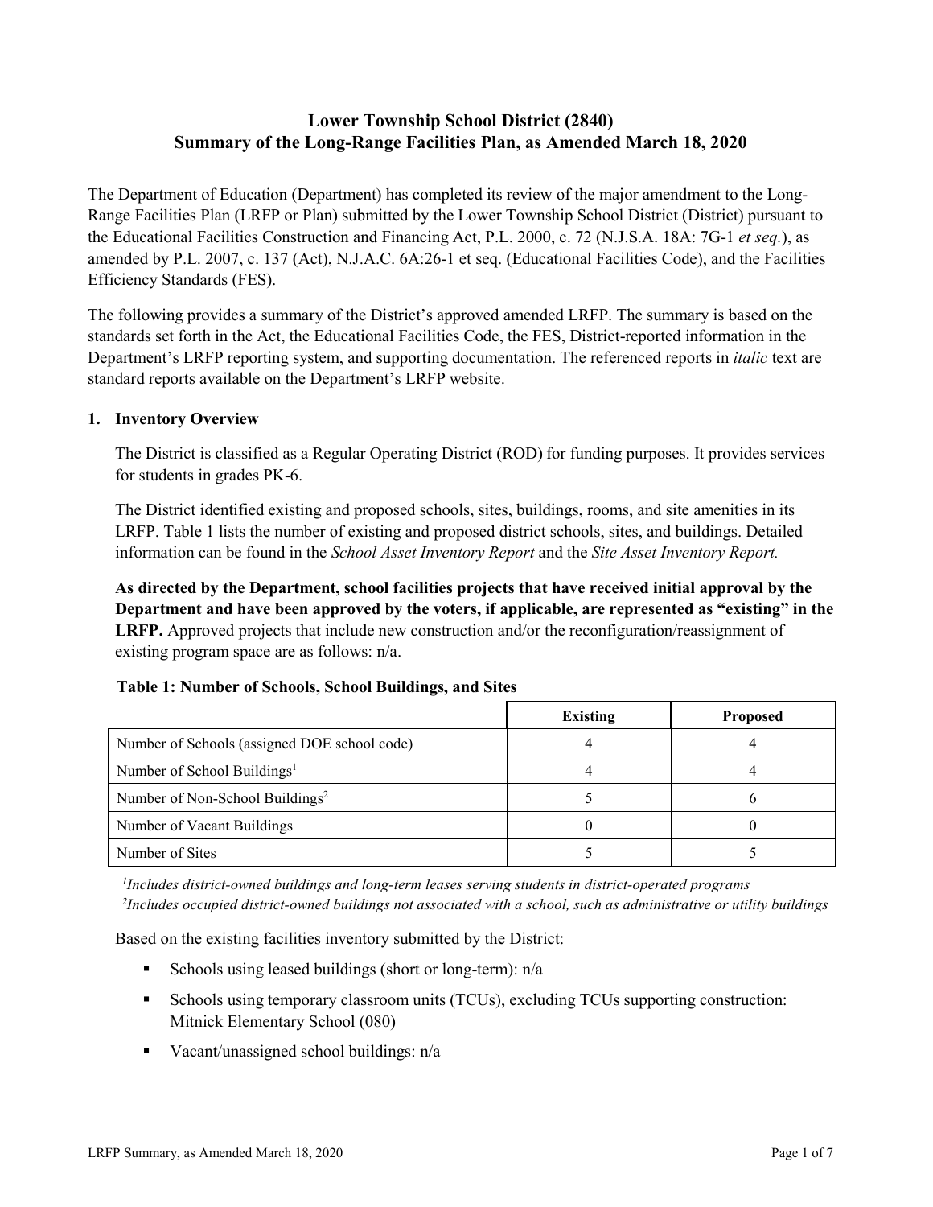# Lower Township School District (2840)
# Summary of the Long-Range Facilities Plan, as Amended March 18, 2020

The Department of Education (Department) has completed its review of the major amendment to the Long-Range Facilities Plan (LRFP or Plan) submitted by the Lower Township School District (District) pursuant to the Educational Facilities Construction and Financing Act, P.L. 2000, c. 72 (N.J.S.A. 18A: 7G-1 *et seq.*), as amended by P.L. 2007, c. 137 (Act), N.J.A.C. 6A:26-1 et seq. (Educational Facilities Code), and the Facilities Efficiency Standards (FES).

The following provides a summary of the District's approved amended LRFP. The summary is based on the standards set forth in the Act, the Educational Facilities Code, the FES, District-reported information in the Department's LRFP reporting system, and supporting documentation. The referenced reports in *italic* text are standard reports available on the Department's LRFP website.

## 1. Inventory Overview

The District is classified as a Regular Operating District (ROD) for funding purposes. It provides services for students in grades PK-6.

The District identified existing and proposed schools, sites, buildings, rooms, and site amenities in its LRFP. Table 1 lists the number of existing and proposed district schools, sites, and buildings. Detailed information can be found in the *School Asset Inventory Report* and the *Site Asset Inventory Report.*

**As directed by the Department, school facilities projects that have received initial approval by the Department and have been approved by the voters, if applicable, are represented as "existing" in the LRFP.** Approved projects that include new construction and/or the reconfiguration/reassignment of existing program space are as follows: n/a.

**Table 1: Number of Schools, School Buildings, and Sites**

| | Existing | Proposed |
|---|---|---|
| Number of Schools (assigned DOE school code) | 4 | 4 |
| Number of School Buildings[1] | 4 | 4 |
| Number of Non-School Buildings[2] | 5 | 6 |
| Number of Vacant Buildings | 0 | 0 |
| Number of Sites | 5 | 5 |

*[1]Includes district-owned buildings and long-term leases serving students in district-operated programs*
*[2]Includes occupied district-owned buildings not associated with a school, such as administrative or utility buildings*

Based on the existing facilities inventory submitted by the District:

- Schools using leased buildings (short or long-term): n/a
- Schools using temporary classroom units (TCUs), excluding TCUs supporting construction: Mitnick Elementary School (080)
- Vacant/unassigned school buildings: n/a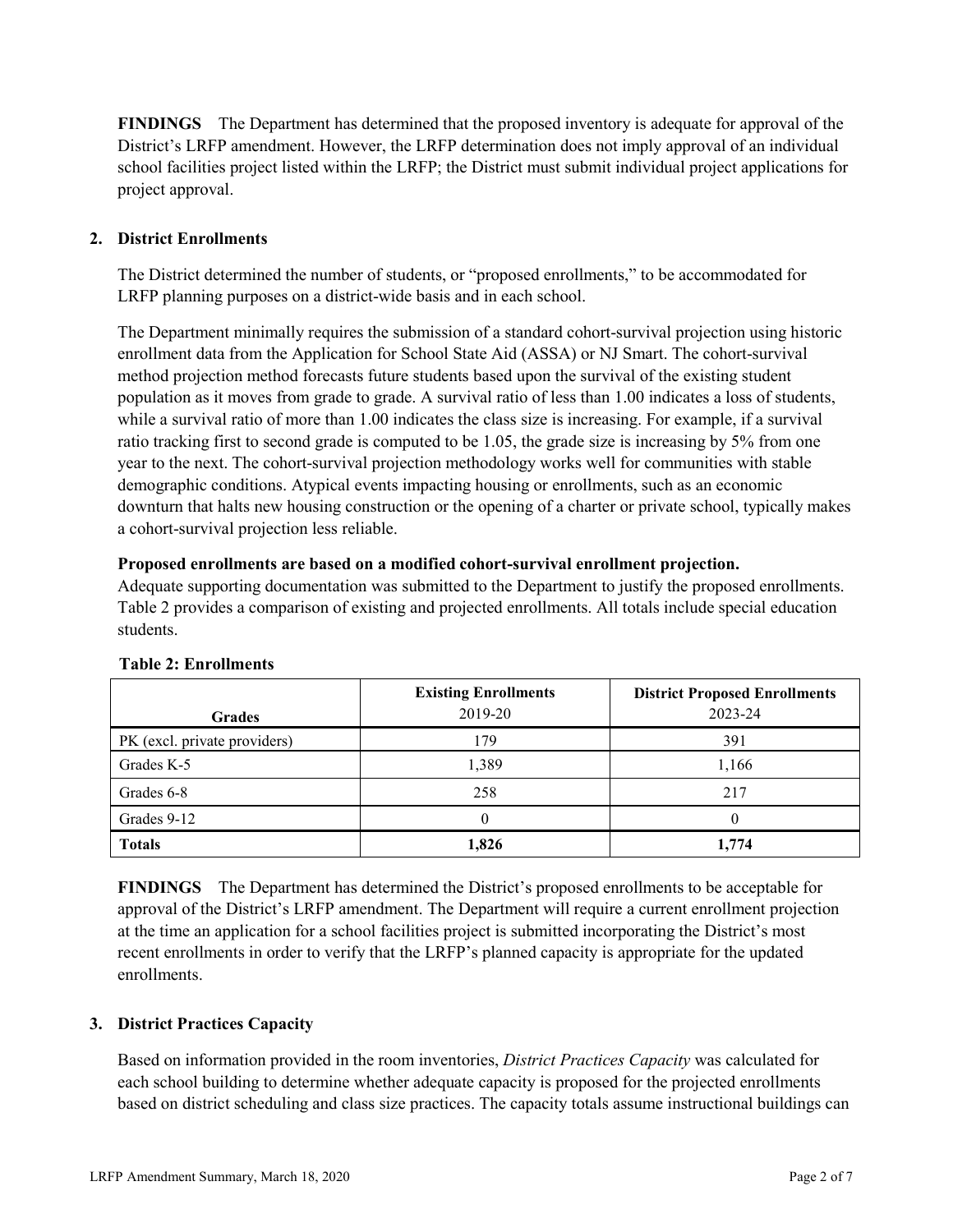**FINDINGS** The Department has determined that the proposed inventory is adequate for approval of the District's LRFP amendment. However, the LRFP determination does not imply approval of an individual school facilities project listed within the LRFP; the District must submit individual project applications for project approval.

## 2. District Enrollments

The District determined the number of students, or "proposed enrollments," to be accommodated for LRFP planning purposes on a district-wide basis and in each school.

The Department minimally requires the submission of a standard cohort-survival projection using historic enrollment data from the Application for School State Aid (ASSA) or NJ Smart. The cohort-survival method projection method forecasts future students based upon the survival of the existing student population as it moves from grade to grade. A survival ratio of less than 1.00 indicates a loss of students, while a survival ratio of more than 1.00 indicates the class size is increasing. For example, if a survival ratio tracking first to second grade is computed to be 1.05, the grade size is increasing by 5% from one year to the next. The cohort-survival projection methodology works well for communities with stable demographic conditions. Atypical events impacting housing or enrollments, such as an economic downturn that halts new housing construction or the opening of a charter or private school, typically makes a cohort-survival projection less reliable.

**Proposed enrollments are based on a modified cohort-survival enrollment projection.**
Adequate supporting documentation was submitted to the Department to justify the proposed enrollments. Table 2 provides a comparison of existing and projected enrollments. All totals include special education students.

**Table 2: Enrollments**

| Grades | Existing Enrollments 2019-20 | District Proposed Enrollments 2023-24 |
|---|---|---|
| PK (excl. private providers) | 179 | 391 |
| Grades K-5 | 1,389 | 1,166 |
| Grades 6-8 | 258 | 217 |
| Grades 9-12 | 0 | 0 |
| **Totals** | **1,826** | **1,774** |

**FINDINGS** The Department has determined the District's proposed enrollments to be acceptable for approval of the District's LRFP amendment. The Department will require a current enrollment projection at the time an application for a school facilities project is submitted incorporating the District's most recent enrollments in order to verify that the LRFP's planned capacity is appropriate for the updated enrollments.

## 3. District Practices Capacity

Based on information provided in the room inventories, *District Practices Capacity* was calculated for each school building to determine whether adequate capacity is proposed for the projected enrollments based on district scheduling and class size practices. The capacity totals assume instructional buildings can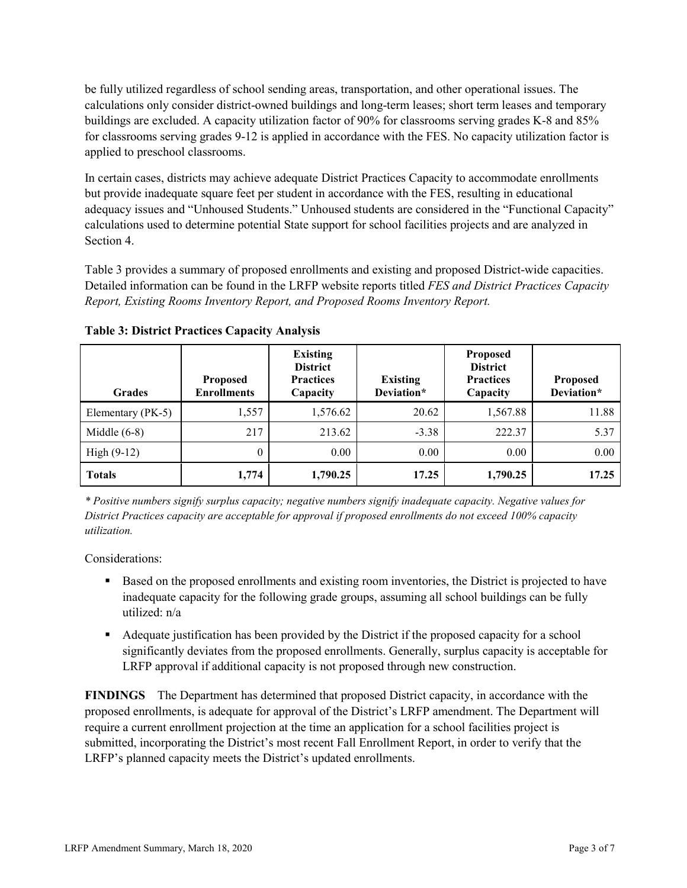be fully utilized regardless of school sending areas, transportation, and other operational issues. The calculations only consider district-owned buildings and long-term leases; short term leases and temporary buildings are excluded. A capacity utilization factor of 90% for classrooms serving grades K-8 and 85% for classrooms serving grades 9-12 is applied in accordance with the FES. No capacity utilization factor is applied to preschool classrooms.

In certain cases, districts may achieve adequate District Practices Capacity to accommodate enrollments but provide inadequate square feet per student in accordance with the FES, resulting in educational adequacy issues and "Unhoused Students." Unhoused students are considered in the "Functional Capacity" calculations used to determine potential State support for school facilities projects and are analyzed in Section 4.

Table 3 provides a summary of proposed enrollments and existing and proposed District-wide capacities. Detailed information can be found in the LRFP website reports titled *FES and District Practices Capacity Report, Existing Rooms Inventory Report, and Proposed Rooms Inventory Report.*

**Table 3: District Practices Capacity Analysis**

| Grades | Proposed Enrollments | Existing District Practices Capacity | Existing Deviation* | Proposed District Practices Capacity | Proposed Deviation* |
|---|---|---|---|---|---|
| Elementary (PK-5) | 1,557 | 1,576.62 | 20.62 | 1,567.88 | 11.88 |
| Middle (6-8) | 217 | 213.62 | -3.38 | 222.37 | 5.37 |
| High (9-12) | 0 | 0.00 | 0.00 | 0.00 | 0.00 |
| **Totals** | **1,774** | **1,790.25** | **17.25** | **1,790.25** | **17.25** |

*\* Positive numbers signify surplus capacity; negative numbers signify inadequate capacity. Negative values for District Practices capacity are acceptable for approval if proposed enrollments do not exceed 100% capacity utilization.*

Considerations:

- Based on the proposed enrollments and existing room inventories, the District is projected to have inadequate capacity for the following grade groups, assuming all school buildings can be fully utilized: n/a
- Adequate justification has been provided by the District if the proposed capacity for a school significantly deviates from the proposed enrollments. Generally, surplus capacity is acceptable for LRFP approval if additional capacity is not proposed through new construction.

**FINDINGS** The Department has determined that proposed District capacity, in accordance with the proposed enrollments, is adequate for approval of the District's LRFP amendment. The Department will require a current enrollment projection at the time an application for a school facilities project is submitted, incorporating the District's most recent Fall Enrollment Report, in order to verify that the LRFP's planned capacity meets the District's updated enrollments.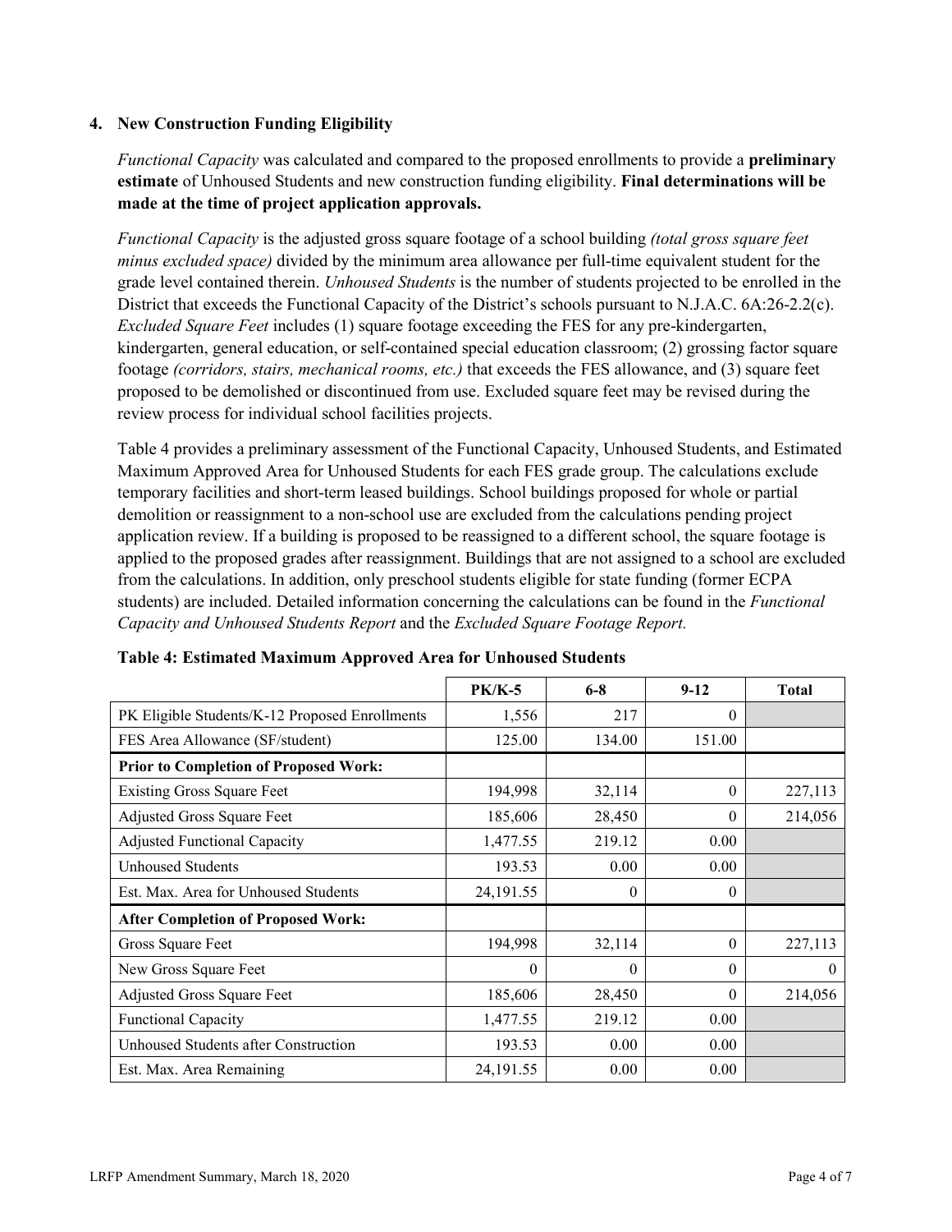### 4. New Construction Funding Eligibility

*Functional Capacity* was calculated and compared to the proposed enrollments to provide a **preliminary estimate** of Unhoused Students and new construction funding eligibility. **Final determinations will be made at the time of project application approvals.**

*Functional Capacity* is the adjusted gross square footage of a school building *(total gross square feet minus excluded space)* divided by the minimum area allowance per full-time equivalent student for the grade level contained therein. *Unhoused Students* is the number of students projected to be enrolled in the District that exceeds the Functional Capacity of the District's schools pursuant to N.J.A.C. 6A:26-2.2(c). *Excluded Square Feet* includes (1) square footage exceeding the FES for any pre-kindergarten, kindergarten, general education, or self-contained special education classroom; (2) grossing factor square footage *(corridors, stairs, mechanical rooms, etc.)* that exceeds the FES allowance, and (3) square feet proposed to be demolished or discontinued from use. Excluded square feet may be revised during the review process for individual school facilities projects.

Table 4 provides a preliminary assessment of the Functional Capacity, Unhoused Students, and Estimated Maximum Approved Area for Unhoused Students for each FES grade group. The calculations exclude temporary facilities and short-term leased buildings. School buildings proposed for whole or partial demolition or reassignment to a non-school use are excluded from the calculations pending project application review. If a building is proposed to be reassigned to a different school, the square footage is applied to the proposed grades after reassignment. Buildings that are not assigned to a school are excluded from the calculations. In addition, only preschool students eligible for state funding (former ECPA students) are included. Detailed information concerning the calculations can be found in the *Functional Capacity and Unhoused Students Report* and the *Excluded Square Footage Report.*

**Table 4: Estimated Maximum Approved Area for Unhoused Students**

| | PK/K-5 | 6-8 | 9-12 | Total |
|---|---|---|---|---|
| PK Eligible Students/K-12 Proposed Enrollments | 1,556 | 217 | 0 | |
| FES Area Allowance (SF/student) | 125.00 | 134.00 | 151.00 | |
| **Prior to Completion of Proposed Work:** | | | | |
| Existing Gross Square Feet | 194,998 | 32,114 | 0 | 227,113 |
| Adjusted Gross Square Feet | 185,606 | 28,450 | 0 | 214,056 |
| Adjusted Functional Capacity | 1,477.55 | 219.12 | 0.00 | |
| Unhoused Students | 193.53 | 0.00 | 0.00 | |
| Est. Max. Area for Unhoused Students | 24,191.55 | 0 | 0 | |
| **After Completion of Proposed Work:** | | | | |
| Gross Square Feet | 194,998 | 32,114 | 0 | 227,113 |
| New Gross Square Feet | 0 | 0 | 0 | 0 |
| Adjusted Gross Square Feet | 185,606 | 28,450 | 0 | 214,056 |
| Functional Capacity | 1,477.55 | 219.12 | 0.00 | |
| Unhoused Students after Construction | 193.53 | 0.00 | 0.00 | |
| Est. Max. Area Remaining | 24,191.55 | 0.00 | 0.00 | |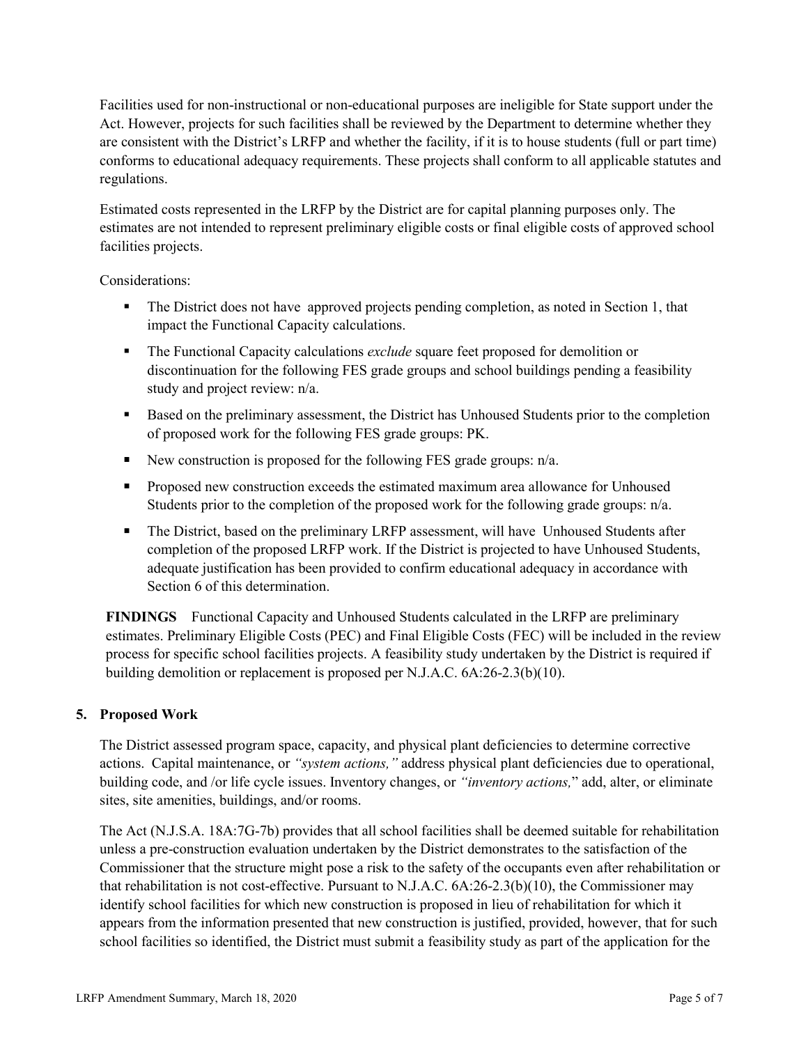Facilities used for non-instructional or non-educational purposes are ineligible for State support under the Act. However, projects for such facilities shall be reviewed by the Department to determine whether they are consistent with the District's LRFP and whether the facility, if it is to house students (full or part time) conforms to educational adequacy requirements. These projects shall conform to all applicable statutes and regulations.

Estimated costs represented in the LRFP by the District are for capital planning purposes only. The estimates are not intended to represent preliminary eligible costs or final eligible costs of approved school facilities projects.

Considerations:

- The District does not have approved projects pending completion, as noted in Section 1, that impact the Functional Capacity calculations.
- The Functional Capacity calculations *exclude* square feet proposed for demolition or discontinuation for the following FES grade groups and school buildings pending a feasibility study and project review: n/a.
- Based on the preliminary assessment, the District has Unhoused Students prior to the completion of proposed work for the following FES grade groups: PK.
- New construction is proposed for the following FES grade groups: n/a.
- Proposed new construction exceeds the estimated maximum area allowance for Unhoused Students prior to the completion of the proposed work for the following grade groups: n/a.
- The District, based on the preliminary LRFP assessment, will have Unhoused Students after completion of the proposed LRFP work. If the District is projected to have Unhoused Students, adequate justification has been provided to confirm educational adequacy in accordance with Section 6 of this determination.

**FINDINGS** Functional Capacity and Unhoused Students calculated in the LRFP are preliminary estimates. Preliminary Eligible Costs (PEC) and Final Eligible Costs (FEC) will be included in the review process for specific school facilities projects. A feasibility study undertaken by the District is required if building demolition or replacement is proposed per N.J.A.C. 6A:26-2.3(b)(10).

## 5. Proposed Work

The District assessed program space, capacity, and physical plant deficiencies to determine corrective actions. Capital maintenance, or *"system actions,"* address physical plant deficiencies due to operational, building code, and /or life cycle issues. Inventory changes, or *"inventory actions,"* add, alter, or eliminate sites, site amenities, buildings, and/or rooms.

The Act (N.J.S.A. 18A:7G-7b) provides that all school facilities shall be deemed suitable for rehabilitation unless a pre-construction evaluation undertaken by the District demonstrates to the satisfaction of the Commissioner that the structure might pose a risk to the safety of the occupants even after rehabilitation or that rehabilitation is not cost-effective. Pursuant to N.J.A.C. 6A:26-2.3(b)(10), the Commissioner may identify school facilities for which new construction is proposed in lieu of rehabilitation for which it appears from the information presented that new construction is justified, provided, however, that for such school facilities so identified, the District must submit a feasibility study as part of the application for the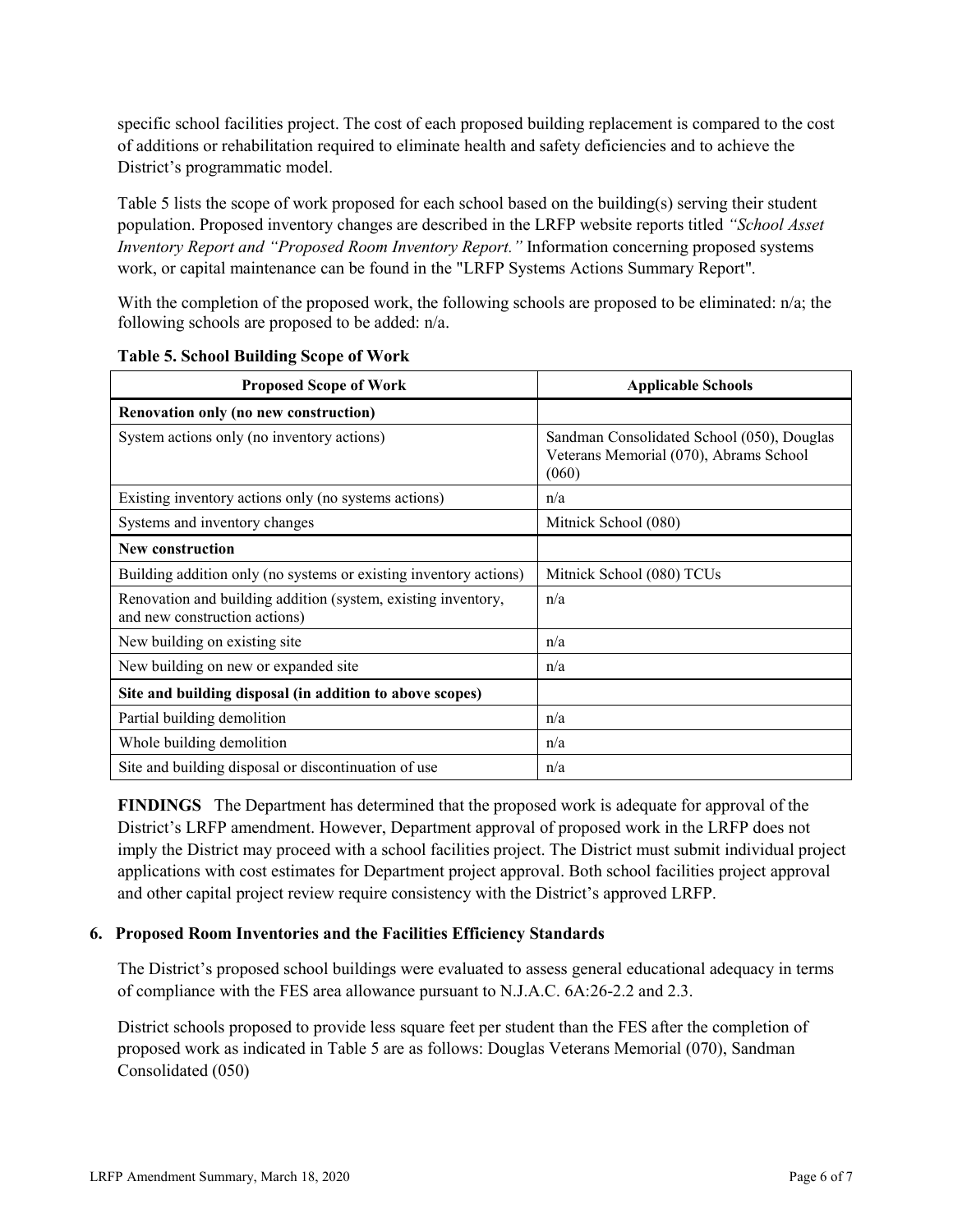specific school facilities project. The cost of each proposed building replacement is compared to the cost of additions or rehabilitation required to eliminate health and safety deficiencies and to achieve the District's programmatic model.

Table 5 lists the scope of work proposed for each school based on the building(s) serving their student population. Proposed inventory changes are described in the LRFP website reports titled *"School Asset Inventory Report and "Proposed Room Inventory Report."* Information concerning proposed systems work, or capital maintenance can be found in the "LRFP Systems Actions Summary Report".

With the completion of the proposed work, the following schools are proposed to be eliminated: n/a; the following schools are proposed to be added: n/a.

**Table 5. School Building Scope of Work**

| Proposed Scope of Work | Applicable Schools |
|---|---|
| **Renovation only (no new construction)** | |
| System actions only (no inventory actions) | Sandman Consolidated School (050), Douglas Veterans Memorial (070), Abrams School (060) |
| Existing inventory actions only (no systems actions) | n/a |
| Systems and inventory changes | Mitnick School (080) |
| **New construction** | |
| Building addition only (no systems or existing inventory actions) | Mitnick School (080) TCUs |
| Renovation and building addition (system, existing inventory, and new construction actions) | n/a |
| New building on existing site | n/a |
| New building on new or expanded site | n/a |
| **Site and building disposal (in addition to above scopes)** | |
| Partial building demolition | n/a |
| Whole building demolition | n/a |
| Site and building disposal or discontinuation of use | n/a |

**FINDINGS** The Department has determined that the proposed work is adequate for approval of the District's LRFP amendment. However, Department approval of proposed work in the LRFP does not imply the District may proceed with a school facilities project. The District must submit individual project applications with cost estimates for Department project approval. Both school facilities project approval and other capital project review require consistency with the District's approved LRFP.

## 6. Proposed Room Inventories and the Facilities Efficiency Standards

The District's proposed school buildings were evaluated to assess general educational adequacy in terms of compliance with the FES area allowance pursuant to N.J.A.C. 6A:26-2.2 and 2.3.

District schools proposed to provide less square feet per student than the FES after the completion of proposed work as indicated in Table 5 are as follows: Douglas Veterans Memorial (070), Sandman Consolidated (050)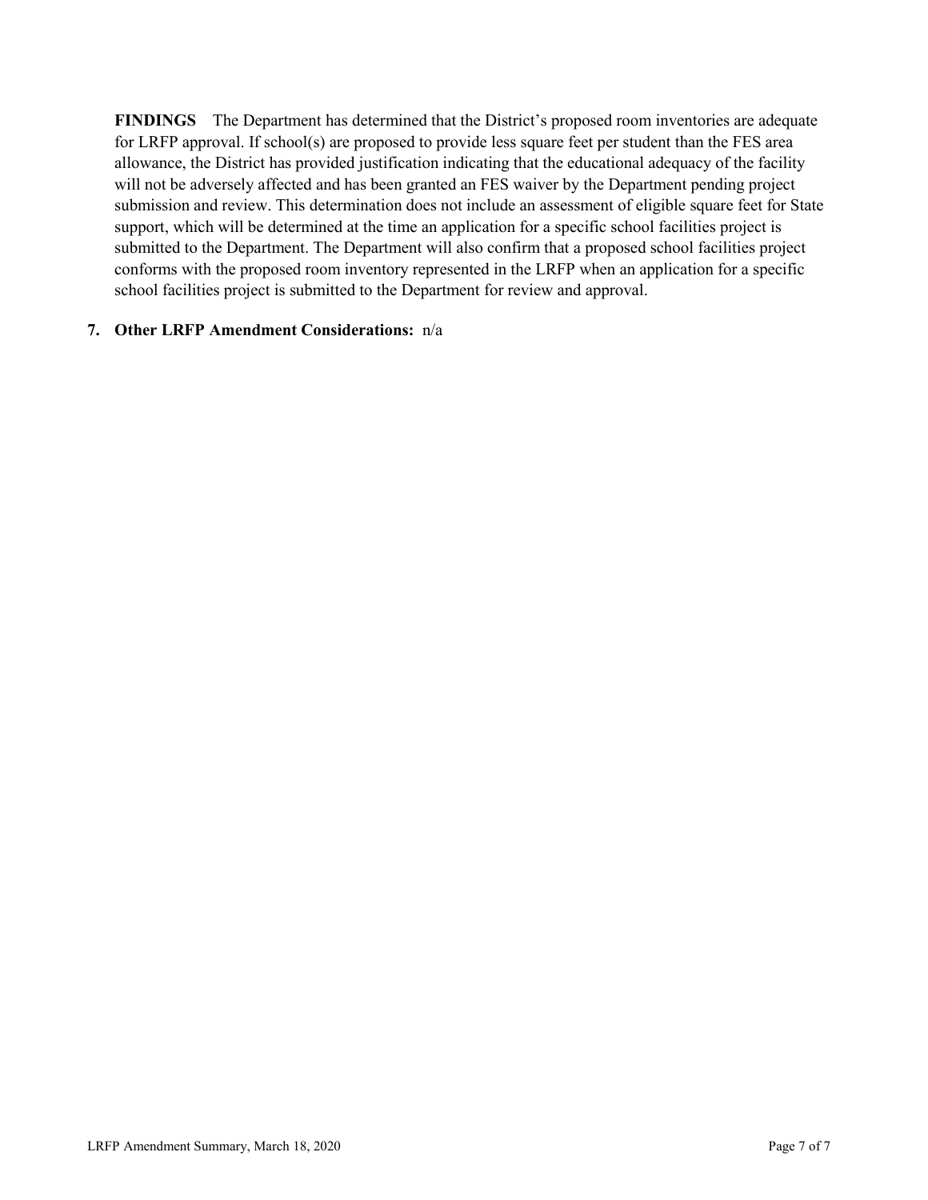**FINDINGS** The Department has determined that the District's proposed room inventories are adequate for LRFP approval. If school(s) are proposed to provide less square feet per student than the FES area allowance, the District has provided justification indicating that the educational adequacy of the facility will not be adversely affected and has been granted an FES waiver by the Department pending project submission and review. This determination does not include an assessment of eligible square feet for State support, which will be determined at the time an application for a specific school facilities project is submitted to the Department. The Department will also confirm that a proposed school facilities project conforms with the proposed room inventory represented in the LRFP when an application for a specific school facilities project is submitted to the Department for review and approval.

**7. Other LRFP Amendment Considerations:** n/a